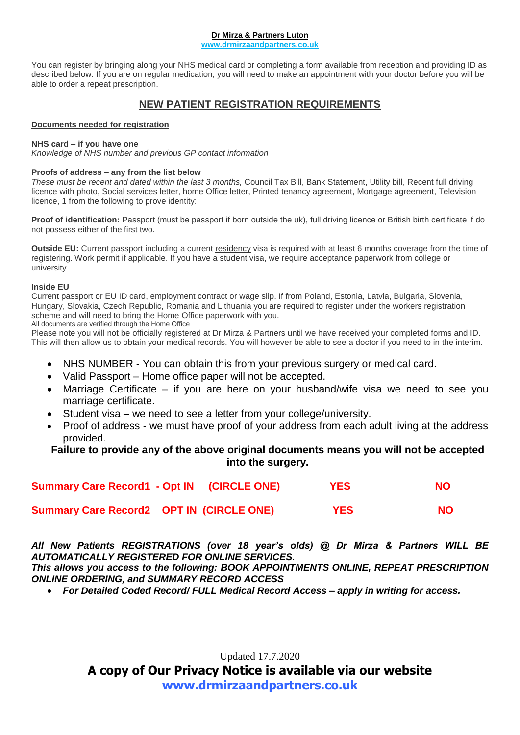**Dr Mirza & Partners Luton**
www.drmirzaandpartners.co.uk

You can register by bringing along your NHS medical card or completing a form available from reception and providing ID as described below. If you are on regular medication, you will need to make an appointment with your doctor before you will be able to order a repeat prescription.

## NEW PATIENT REGISTRATION REQUIREMENTS

**Documents needed for registration**

**NHS card – if you have one**
*Knowledge of NHS number and previous GP contact information*

**Proofs of address – any from the list below**
*These must be recent and dated within the last 3 months,* Council Tax Bill, Bank Statement, Utility bill, Recent full driving licence with photo, Social services letter, home Office letter, Printed tenancy agreement, Mortgage agreement, Television licence, 1 from the following to prove identity:

**Proof of identification:** Passport (must be passport if born outside the uk), full driving licence or British birth certificate if do not possess either of the first two.

**Outside EU:** Current passport including a current residency visa is required with at least 6 months coverage from the time of registering. Work permit if applicable. If you have a student visa, we require acceptance paperwork from college or university.

**Inside EU**
Current passport or EU ID card, employment contract or wage slip. If from Poland, Estonia, Latvia, Bulgaria, Slovenia, Hungary, Slovakia, Czech Republic, Romania and Lithuania you are required to register under the workers registration scheme and will need to bring the Home Office paperwork with you.
All documents are verified through the Home Office
Please note you will not be officially registered at Dr Mirza & Partners until we have received your completed forms and ID. This will then allow us to obtain your medical records. You will however be able to see a doctor if you need to in the interim.

- NHS NUMBER - You can obtain this from your previous surgery or medical card.
- Valid Passport – Home office paper will not be accepted.
- Marriage Certificate – if you are here on your husband/wife visa we need to see you marriage certificate.
- Student visa – we need to see a letter from your college/university.
- Proof of address - we must have proof of your address from each adult living at the address provided.

**Failure to provide any of the above original documents means you will not be accepted into the surgery.**

**Summary Care Record1 - Opt IN (CIRCLE ONE) YES NO**

**Summary Care Record2 OPT IN (CIRCLE ONE) YES NO**

***All New Patients REGISTRATIONS (over 18 year's olds) @ Dr Mirza & Partners WILL BE AUTOMATICALLY REGISTERED FOR ONLINE SERVICES.***
***This allows you access to the following: BOOK APPOINTMENTS ONLINE, REPEAT PRESCRIPTION ONLINE ORDERING, and SUMMARY RECORD ACCESS***

- ***For Detailed Coded Record/ FULL Medical Record Access – apply in writing for access.***

Updated 17.7.2020

**A copy of Our Privacy Notice is available via our website**
**www.drmirzaandpartners.co.uk**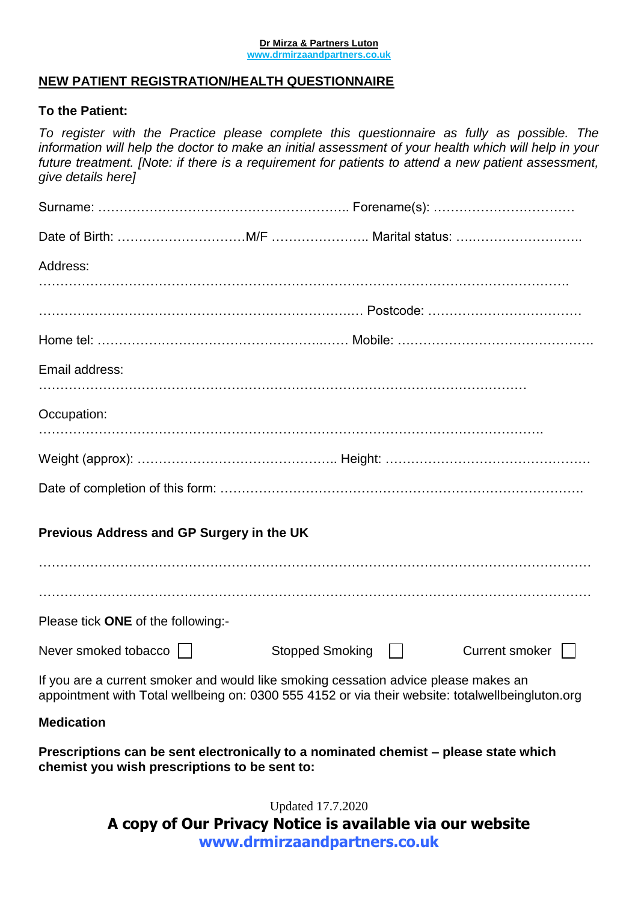**Dr Mirza & Partners Luton**
www.drmirzaandpartners.co.uk

## NEW PATIENT REGISTRATION/HEALTH QUESTIONNAIRE

**To the Patient:**

*To register with the Practice please complete this questionnaire as fully as possible. The information will help the doctor to make an initial assessment of your health which will help in your future treatment. [Note: if there is a requirement for patients to attend a new patient assessment, give details here]*

Surname: ………………………………………………….. Forename(s): ……………………………

Date of Birth: …………………………M/F ………………….. Marital status: ………………………..

Address:
……………………………………………………………………………………………………….

……………………………………………………………….. Postcode: ………………………………

Home tel: ………………………………………………..…. Mobile: ……………………………………….

Email address:
……………………………………………………………………………………………………

Occupation:
………………………………………………………………………………………………………

Weight (approx): ……………………………………….. Height: …………………………………………

Date of completion of this form: ……………………………………………………………………….

**Previous Address and GP Surgery in the UK**

…………………………………………………………………………………………………………

…………………………………………………………………………………………………………

Please tick **ONE** of the following:-

Never smoked tobacco ☐ Stopped Smoking ☐ Current smoker ☐

If you are a current smoker and would like smoking cessation advice please makes an appointment with Total wellbeing on: 0300 555 4152 or via their website: totalwellbeingluton.org

**Medication**

**Prescriptions can be sent electronically to a nominated chemist – please state which chemist you wish prescriptions to be sent to:**

Updated 17.7.2020

**A copy of Our Privacy Notice is available via our website**
**www.drmirzaandpartners.co.uk**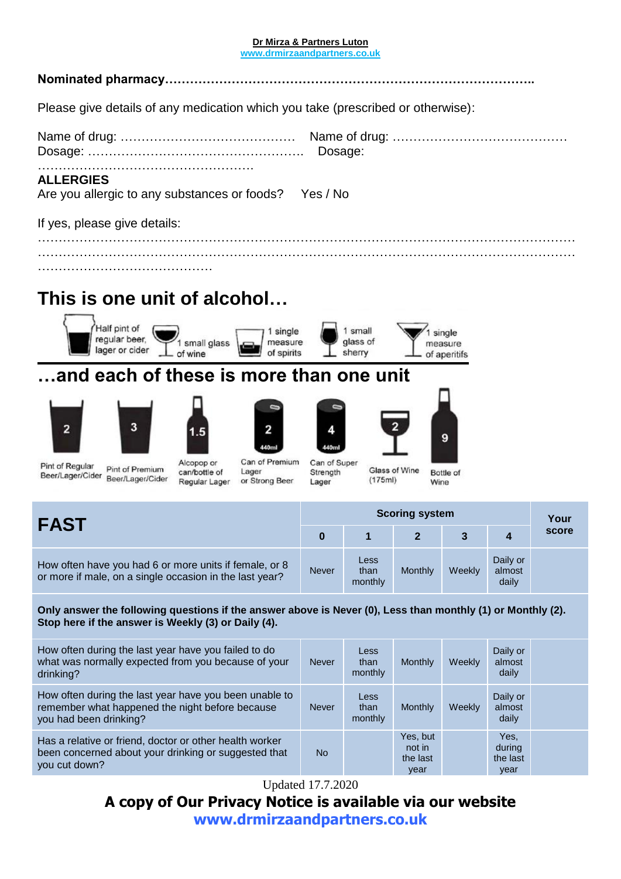**Dr Mirza & Partners Luton**
www.drmirzaandpartners.co.uk

**Nominated pharmacy**……………………………………………………………………………..

Please give details of any medication which you take (prescribed or otherwise):

Name of drug: …………………………………… Name of drug: ……………………………………
Dosage: ……………………………………………. Dosage: ……………………………………………

## ALLERGIES

Are you allergic to any substances or foods? Yes / No

If yes, please give details:
…………………………………………………………………………………………………………
…………………………………………………………………………………………………………
……………………………………

## This is one unit of alcohol…

Half pint of regular beer, lager or cider · 1 small glass of wine · 1 single measure of spirits · 1 small glass of sherry · 1 single measure of aperitifs

## …and each of these is more than one unit

- Pint of Regular Beer/Lager/Cider: 2
- Pint of Premium Beer/Lager/Cider: 3
- Alcopop or can/bottle of Regular Lager: 1.5
- Can of Premium Lager or Strong Beer (440ml): 2
- Can of Super Strength Lager (440ml): 4
- Glass of Wine (175ml): 2
- Bottle of Wine: 9

| FAST | Scoring system | | | | | Your score |
|---|---|---|---|---|---|---|
| | 0 | 1 | 2 | 3 | 4 | |
| How often have you had 6 or more units if female, or 8 or more if male, on a single occasion in the last year? | Never | Less than monthly | Monthly | Weekly | Daily or almost daily | |
| **Only answer the following questions if the answer above is Never (0), Less than monthly (1) or Monthly (2). Stop here if the answer is Weekly (3) or Daily (4).** | | | | | | |
| How often during the last year have you failed to do what was normally expected from you because of your drinking? | Never | Less than monthly | Monthly | Weekly | Daily or almost daily | |
| How often during the last year have you been unable to remember what happened the night before because you had been drinking? | Never | Less than monthly | Monthly | Weekly | Daily or almost daily | |
| Has a relative or friend, doctor or other health worker been concerned about your drinking or suggested that you cut down? | No | | Yes, but not in the last year | | Yes, during the last year | |

Updated 17.7.2020

**A copy of Our Privacy Notice is available via our website**
**www.drmirzaandpartners.co.uk**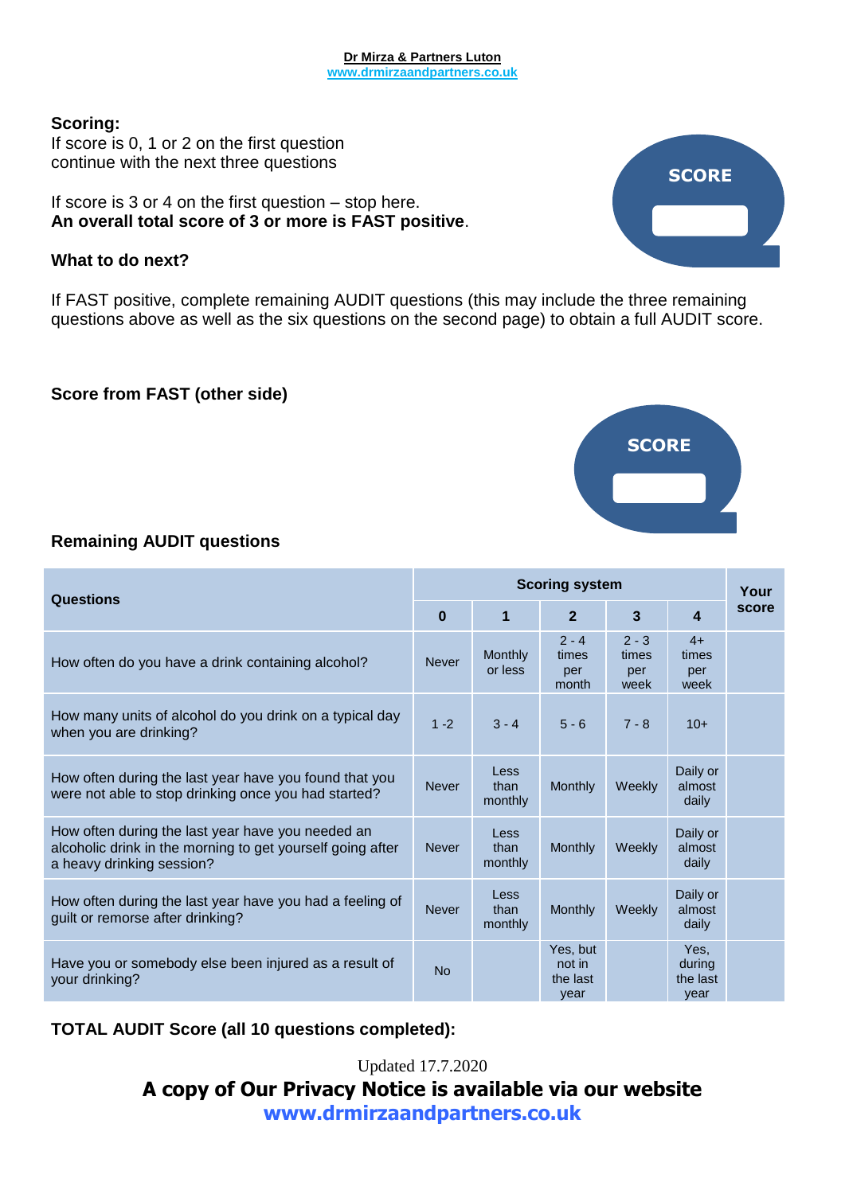**Dr Mirza & Partners Luton**
www.drmirzaandpartners.co.uk

**Scoring:**
If score is 0, 1 or 2 on the first question continue with the next three questions

If score is 3 or 4 on the first question – stop here.
**An overall total score of 3 or more is FAST positive**.

SCORE

**What to do next?**

If FAST positive, complete remaining AUDIT questions (this may include the three remaining questions above as well as the six questions on the second page) to obtain a full AUDIT score.

**Score from FAST (other side)**

SCORE

**Remaining AUDIT questions**

| Questions | Scoring system | | | | | Your score |
|---|---|---|---|---|---|---|
| | 0 | 1 | 2 | 3 | 4 | |
| How often do you have a drink containing alcohol? | Never | Monthly or less | 2 - 4 times per month | 2 - 3 times per week | 4+ times per week | |
| How many units of alcohol do you drink on a typical day when you are drinking? | 1 -2 | 3 - 4 | 5 - 6 | 7 - 8 | 10+ | |
| How often during the last year have you found that you were not able to stop drinking once you had started? | Never | Less than monthly | Monthly | Weekly | Daily or almost daily | |
| How often during the last year have you needed an alcoholic drink in the morning to get yourself going after a heavy drinking session? | Never | Less than monthly | Monthly | Weekly | Daily or almost daily | |
| How often during the last year have you had a feeling of guilt or remorse after drinking? | Never | Less than monthly | Monthly | Weekly | Daily or almost daily | |
| Have you or somebody else been injured as a result of your drinking? | No | | Yes, but not in the last year | | Yes, during the last year | |

**TOTAL AUDIT Score (all 10 questions completed):**

Updated 17.7.2020

**A copy of Our Privacy Notice is available via our website**
**www.drmirzaandpartners.co.uk**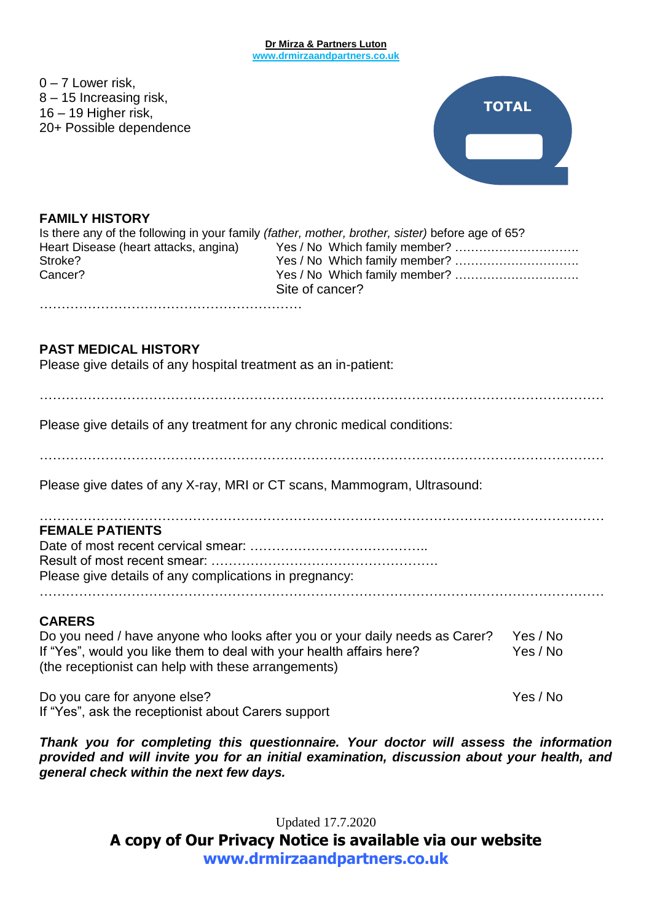0 – 7 Lower risk,
8 – 15 Increasing risk,
16 – 19 Higher risk,
20+ Possible dependence

**TOTAL**

## FAMILY HISTORY

Is there any of the following in your family *(father, mother, brother, sister)* before age of 65?

| | |
|---|---|
| Heart Disease (heart attacks, angina) | Yes / No Which family member? …………………………. |
| Stroke? | Yes / No Which family member? …………………………. |
| Cancer? | Yes / No Which family member? …………………………. |
| | Site of cancer? |

……………………………………………………

## PAST MEDICAL HISTORY

Please give details of any hospital treatment as an in-patient:

……………………………………………………………………………………………………………

Please give details of any treatment for any chronic medical conditions:

……………………………………………………………………………………………………………

Please give dates of any X-ray, MRI or CT scans, Mammogram, Ultrasound:

……………………………………………………………………………………………………………

## FEMALE PATIENTS

Date of most recent cervical smear: …………………………………..
Result of most recent smear: ……………………………………………
Please give details of any complications in pregnancy:
……………………………………………………………………………………………………………

## CARERS

Do you need / have anyone who looks after you or your daily needs as Carer? Yes / No
If "Yes", would you like them to deal with your health affairs here? Yes / No
(the receptionist can help with these arrangements)

Do you care for anyone else? Yes / No
If "Yes", ask the receptionist about Carers support

***Thank you for completing this questionnaire. Your doctor will assess the information provided and will invite you for an initial examination, discussion about your health, and general check within the next few days.***

Updated 17.7.2020

**A copy of Our Privacy Notice is available via our website**
**www.drmirzaandpartners.co.uk**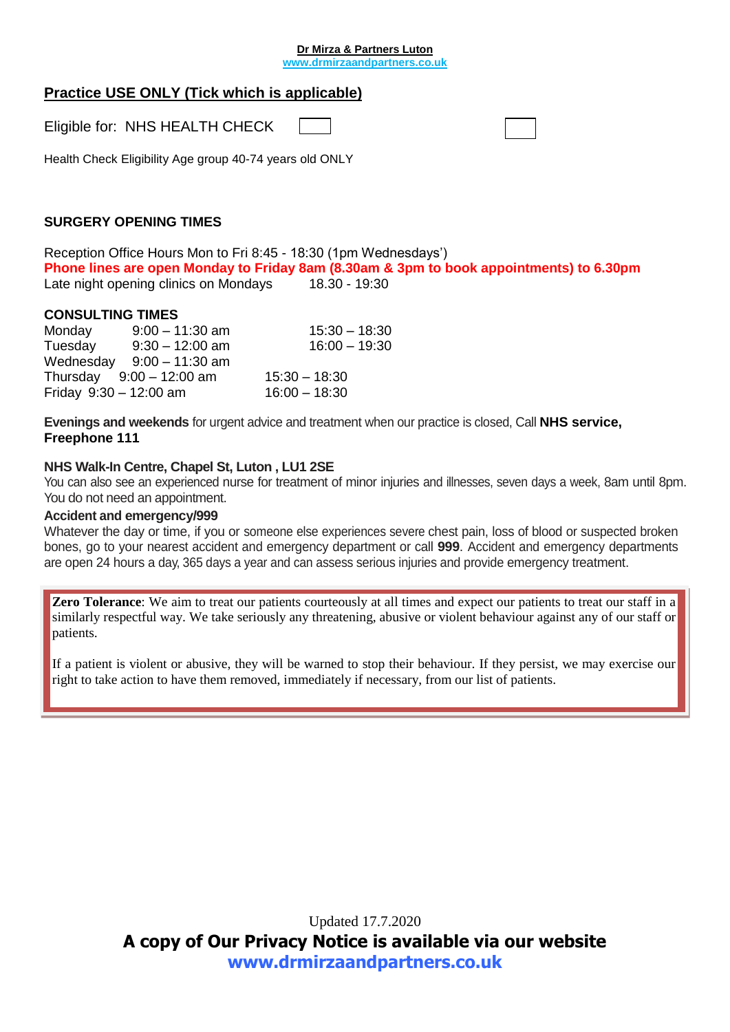**Dr Mirza & Partners Luton**
www.drmirzaandpartners.co.uk

## Practice USE ONLY (Tick which is applicable)

Eligible for: NHS HEALTH CHECK ☐ ☐

Health Check Eligibility Age group 40-74 years old ONLY

### SURGERY OPENING TIMES

Reception Office Hours Mon to Fri 8:45 - 18:30 (1pm Wednesdays')
**Phone lines are open Monday to Friday 8am (8.30am & 3pm to book appointments) to 6.30pm**
Late night opening clinics on Mondays 18.30 - 19:30

### CONSULTING TIMES

| | | |
|---|---|---|
| Monday | 9:00 – 11:30 am | 15:30 – 18:30 |
| Tuesday | 9:30 – 12:00 am | 16:00 – 19:30 |
| Wednesday | 9:00 – 11:30 am | |
| Thursday | 9:00 – 12:00 am | 15:30 – 18:30 |
| Friday | 9:30 – 12:00 am | 16:00 – 18:30 |

**Evenings and weekends** for urgent advice and treatment when our practice is closed, Call **NHS service, Freephone 111**

**NHS Walk-In Centre, Chapel St, Luton , LU1 2SE**
You can also see an experienced nurse for treatment of minor injuries and illnesses, seven days a week, 8am until 8pm. You do not need an appointment.

**Accident and emergency/999**
Whatever the day or time, if you or someone else experiences severe chest pain, loss of blood or suspected broken bones, go to your nearest accident and emergency department or call **999**. Accident and emergency departments are open 24 hours a day, 365 days a year and can assess serious injuries and provide emergency treatment.

**Zero Tolerance**: We aim to treat our patients courteously at all times and expect our patients to treat our staff in a similarly respectful way. We take seriously any threatening, abusive or violent behaviour against any of our staff or patients.

If a patient is violent or abusive, they will be warned to stop their behaviour. If they persist, we may exercise our right to take action to have them removed, immediately if necessary, from our list of patients.

Updated 17.7.2020

**A copy of Our Privacy Notice is available via our website**
**www.drmirzaandpartners.co.uk**